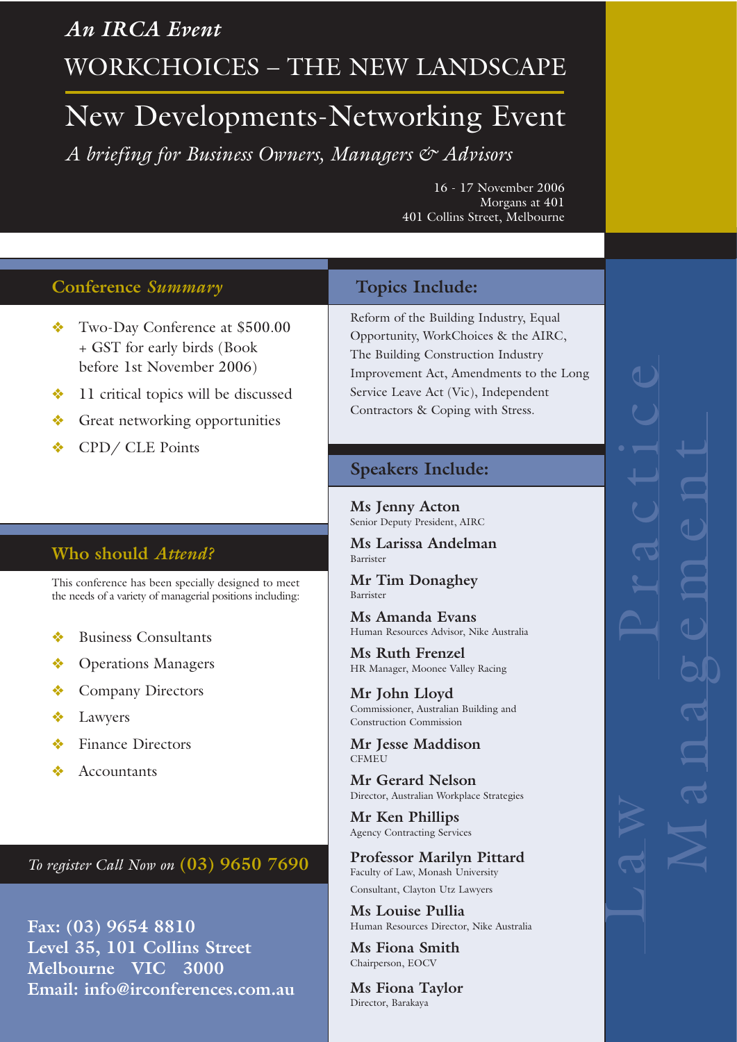*An IRCA Event*

# WORKCHOICES – THE NEW LANDSCAPE

# New Developments-Networking Event

*A briefing for Business Owners, Managers & Advisors*

16 - 17 November 2006
Morgans at 401
401 Collins Street, Melbourne

## Conference *Summary*

- Two-Day Conference at $500.00 + GST for early birds (Book before 1st November 2006)
- 11 critical topics will be discussed
- Great networking opportunities
- CPD/ CLE Points

## Who should *Attend?*

This conference has been specially designed to meet the needs of a variety of managerial positions including:

- Business Consultants
- Operations Managers
- Company Directors
- Lawyers
- Finance Directors
- Accountants

*To register Call Now on* **(03) 9650 7690**

**Fax: (03) 9654 8810**
**Level 35, 101 Collins Street**
**Melbourne VIC 3000**
**Email: info@irconferences.com.au**

## Topics Include:

Reform of the Building Industry, Equal Opportunity, WorkChoices & the AIRC, The Building Construction Industry Improvement Act, Amendments to the Long Service Leave Act (Vic), Independent Contractors & Coping with Stress.

## Speakers Include:

**Ms Jenny Acton**
Senior Deputy President, AIRC

**Ms Larissa Andelman**
Barrister

**Mr Tim Donaghey**
Barrister

**Ms Amanda Evans**
Human Resources Advisor, Nike Australia

**Ms Ruth Frenzel**
HR Manager, Moonee Valley Racing

**Mr John Lloyd**
Commissioner, Australian Building and Construction Commission

**Mr Jesse Maddison**
CFMEU

**Mr Gerard Nelson**
Director, Australian Workplace Strategies

**Mr Ken Phillips**
Agency Contracting Services

**Professor Marilyn Pittard**
Faculty of Law, Monash University
Consultant, Clayton Utz Lawyers

**Ms Louise Pullia**
Human Resources Director, Nike Australia

**Ms Fiona Smith**
Chairperson, EOCV

**Ms Fiona Taylor**
Director, Barakaya

Law Practice Management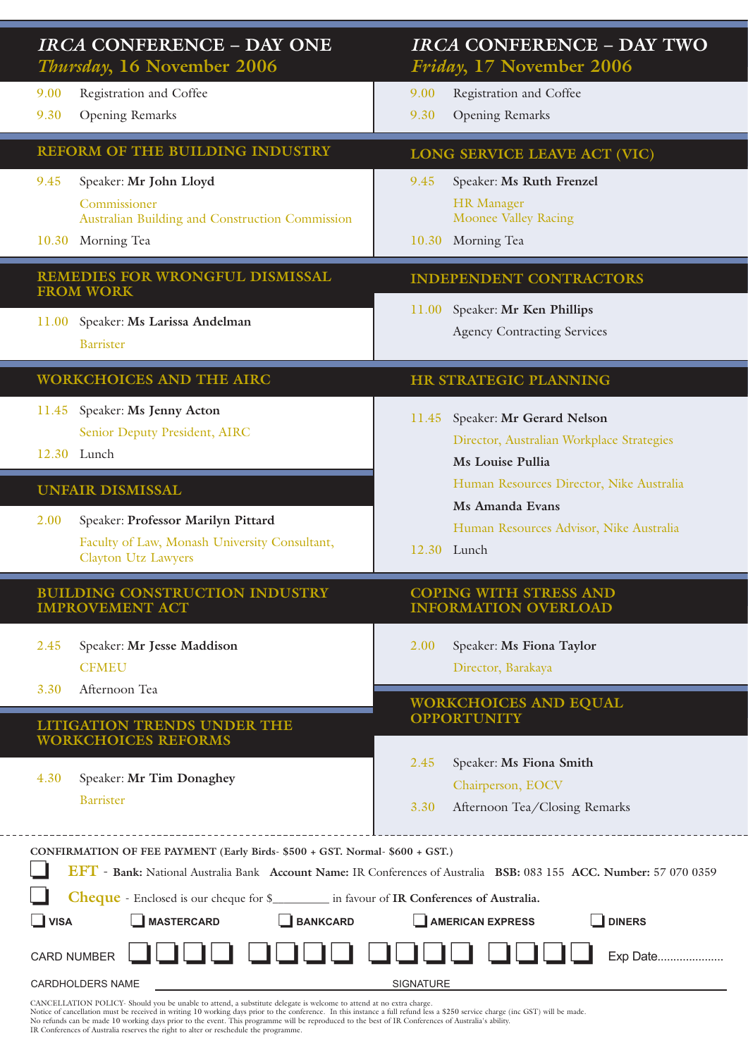# *IRCA* CONFERENCE – DAY ONE

## *Thursday*, 16 November 2006

9.00 Registration and Coffee

9.30 Opening Remarks

### REFORM OF THE BUILDING INDUSTRY

9.45 Speaker: **Mr John Lloyd**
Commissioner
Australian Building and Construction Commission

10.30 Morning Tea

### REMEDIES FOR WRONGFUL DISMISSAL FROM WORK

11.00 Speaker: **Ms Larissa Andelman**
Barrister

### WORKCHOICES AND THE AIRC

11.45 Speaker: **Ms Jenny Acton**
Senior Deputy President, AIRC

12.30 Lunch

### UNFAIR DISMISSAL

2.00 Speaker: **Professor Marilyn Pittard**
Faculty of Law, Monash University Consultant, Clayton Utz Lawyers

### BUILDING CONSTRUCTION INDUSTRY IMPROVEMENT ACT

2.45 Speaker: **Mr Jesse Maddison**
CFMEU

3.30 Afternoon Tea

### LITIGATION TRENDS UNDER THE WORKCHOICES REFORMS

4.30 Speaker: **Mr Tim Donaghey**
Barrister

# *IRCA* CONFERENCE – DAY TWO

## *Friday*, 17 November 2006

9.00 Registration and Coffee

9.30 Opening Remarks

### LONG SERVICE LEAVE ACT (VIC)

9.45 Speaker: **Ms Ruth Frenzel**
HR Manager
Moonee Valley Racing

10.30 Morning Tea

### INDEPENDENT CONTRACTORS

11.00 Speaker: **Mr Ken Phillips**
Agency Contracting Services

### HR STRATEGIC PLANNING

11.45 Speaker: **Mr Gerard Nelson**
Director, Australian Workplace Strategies
**Ms Louise Pullia**
Human Resources Director, Nike Australia
**Ms Amanda Evans**
Human Resources Advisor, Nike Australia

12.30 Lunch

### COPING WITH STRESS AND INFORMATION OVERLOAD

2.00 Speaker: **Ms Fiona Taylor**
Director, Barakaya

### WORKCHOICES AND EQUAL OPPORTUNITY

2.45 Speaker: **Ms Fiona Smith**
Chairperson, EOCV

3.30 Afternoon Tea/Closing Remarks

---

**CONFIRMATION OF FEE PAYMENT (Early Birds- $500 + GST. Normal- $600 + GST.)**

❑ **EFT** - **Bank:** National Australia Bank **Account Name:** IR Conferences of Australia **BSB:** 083 155 **ACC. Number:** 57 070 0359

❑ **Cheque** - Enclosed is our cheque for $_________ in favour of **IR Conferences of Australia.**

❑ VISA ❑ MASTERCARD ❑ BANKCARD ❑ AMERICAN EXPRESS ❑ DINERS

CARD NUMBER ❑❑❑❑ ❑❑❑❑ ❑❑❑❑ ❑❑❑❑ Exp Date.....................

CARDHOLDERS NAME ____________________ SIGNATURE ____________________

CANCELLATION POLICY- Should you be unable to attend, a substitute delegate is welcome to attend at no extra charge.
Notice of cancellation must be received in writing 10 working days prior to the conference. In this instance a full refund less a $250 service charge (inc GST) will be made.
No refunds can be made 10 working days prior to the event. This programme will be reproduced to the best of IR Conferences of Australia's ability.
IR Conferences of Australia reserves the right to alter or reschedule the programme.